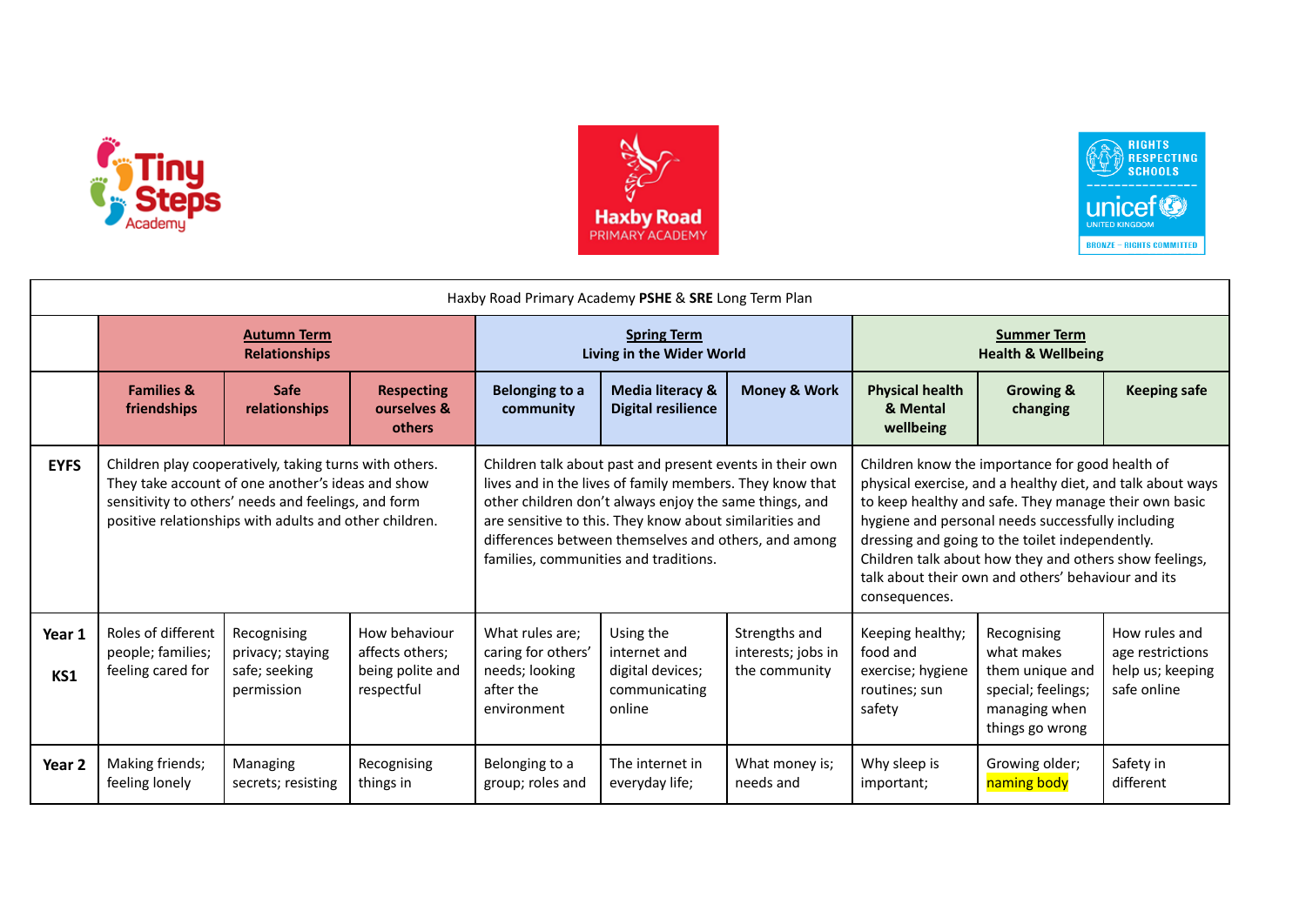| Haxby Road Primary Academy **PSHE** & **SRE** Long Term Plan | | | | | | | | | |
|---|---|---|---|---|---|---|---|---|---|
| | **Autumn Term**<br>**Relationships** | | | **Spring Term**<br>**Living in the Wider World** | | | **Summer Term**<br>**Health & Wellbeing** | | |
| | **Families & friendships** | **Safe relationships** | **Respecting ourselves & others** | **Belonging to a community** | **Media literacy & Digital resilience** | **Money & Work** | **Physical health & Mental wellbeing** | **Growing & changing** | **Keeping safe** |
| **EYFS** | Children play cooperatively, taking turns with others. They take account of one another's ideas and show sensitivity to others' needs and feelings, and form positive relationships with adults and other children. | | | Children talk about past and present events in their own lives and in the lives of family members. They know that other children don't always enjoy the same things, and are sensitive to this. They know about similarities and differences between themselves and others, and among families, communities and traditions. | | | Children know the importance for good health of physical exercise, and a healthy diet, and talk about ways to keep healthy and safe. They manage their own basic hygiene and personal needs successfully including dressing and going to the toilet independently. Children talk about how they and others show feelings, talk about their own and others' behaviour and its consequences. | | |
| **Year 1**<br>**KS1** | Roles of different people; families; feeling cared for | Recognising privacy; staying safe; seeking permission | How behaviour affects others; being polite and respectful | What rules are; caring for others' needs; looking after the environment | Using the internet and digital devices; communicating online | Strengths and interests; jobs in the community | Keeping healthy; food and exercise; hygiene routines; sun safety | Recognising what makes them unique and special; feelings; managing when things go wrong | How rules and age restrictions help us; keeping safe online |
| **Year 2** | Making friends; feeling lonely | Managing secrets; resisting | Recognising things in | Belonging to a group; roles and | The internet in everyday life; | What money is; needs and | Why sleep is important; | Growing older; naming body | Safety in different |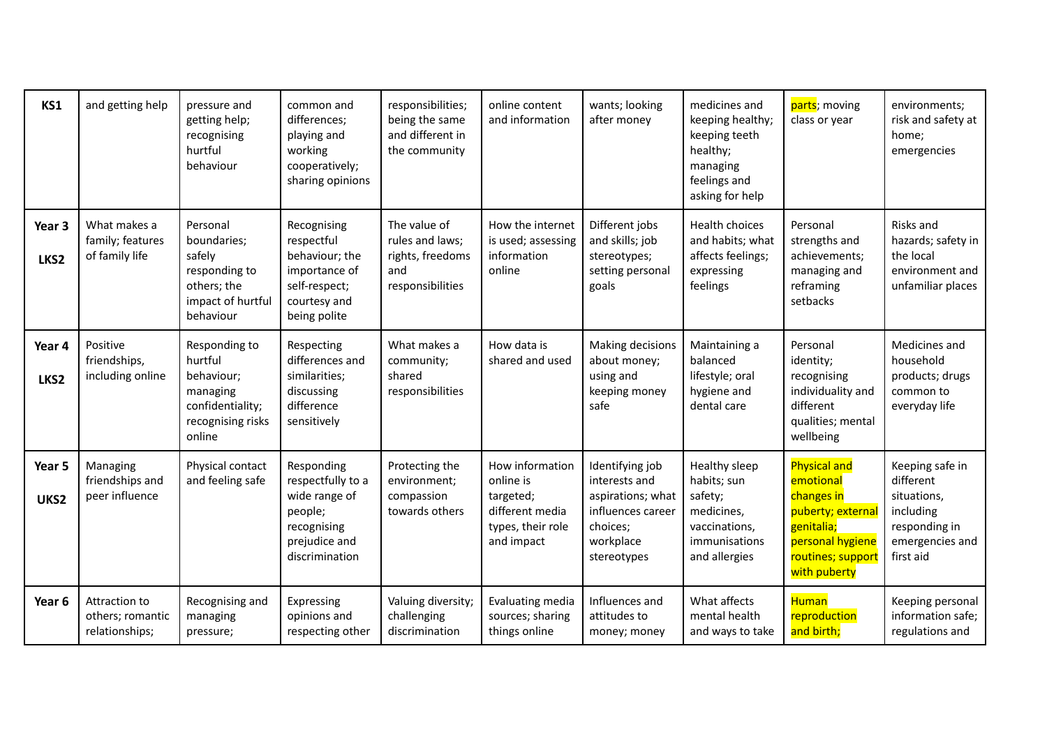| KS1 | and getting help | pressure and getting help; recognising hurtful behaviour | common and differences; playing and working cooperatively; sharing opinions | responsibilities; being the same and different in the community | online content and information | wants; looking after money | medicines and keeping healthy; keeping teeth healthy; managing feelings and asking for help | parts; moving class or year | environments; risk and safety at home; emergencies |
|---|---|---|---|---|---|---|---|---|---|
| Year 3 LKS2 | What makes a family; features of family life | Personal boundaries; safely responding to others; the impact of hurtful behaviour | Recognising respectful behaviour; the importance of self-respect; courtesy and being polite | The value of rules and laws; rights, freedoms and responsibilities | How the internet is used; assessing information online | Different jobs and skills; job stereotypes; setting personal goals | Health choices and habits; what affects feelings; expressing feelings | Personal strengths and achievements; managing and reframing setbacks | Risks and hazards; safety in the local environment and unfamiliar places |
| Year 4 LKS2 | Positive friendships, including online | Responding to hurtful behaviour; managing confidentiality; recognising risks online | Respecting differences and similarities; discussing difference sensitively | What makes a community; shared responsibilities | How data is shared and used | Making decisions about money; using and keeping money safe | Maintaining a balanced lifestyle; oral hygiene and dental care | Personal identity; recognising individuality and different qualities; mental wellbeing | Medicines and household products; drugs common to everyday life |
| Year 5 UKS2 | Managing friendships and peer influence | Physical contact and feeling safe | Responding respectfully to a wide range of people; recognising prejudice and discrimination | Protecting the environment; compassion towards others | How information online is targeted; different media types, their role and impact | Identifying job interests and aspirations; what influences career choices; workplace stereotypes | Healthy sleep habits; sun safety; medicines, vaccinations, immunisations and allergies | Physical and emotional changes in puberty; external genitalia; personal hygiene routines; support with puberty | Keeping safe in different situations, including responding in emergencies and first aid |
| Year 6 | Attraction to others; romantic relationships; | Recognising and managing pressure; | Expressing opinions and respecting other | Valuing diversity; challenging discrimination | Evaluating media sources; sharing things online | Influences and attitudes to money; money | What affects mental health and ways to take | Human reproduction and birth; | Keeping personal information safe; regulations and |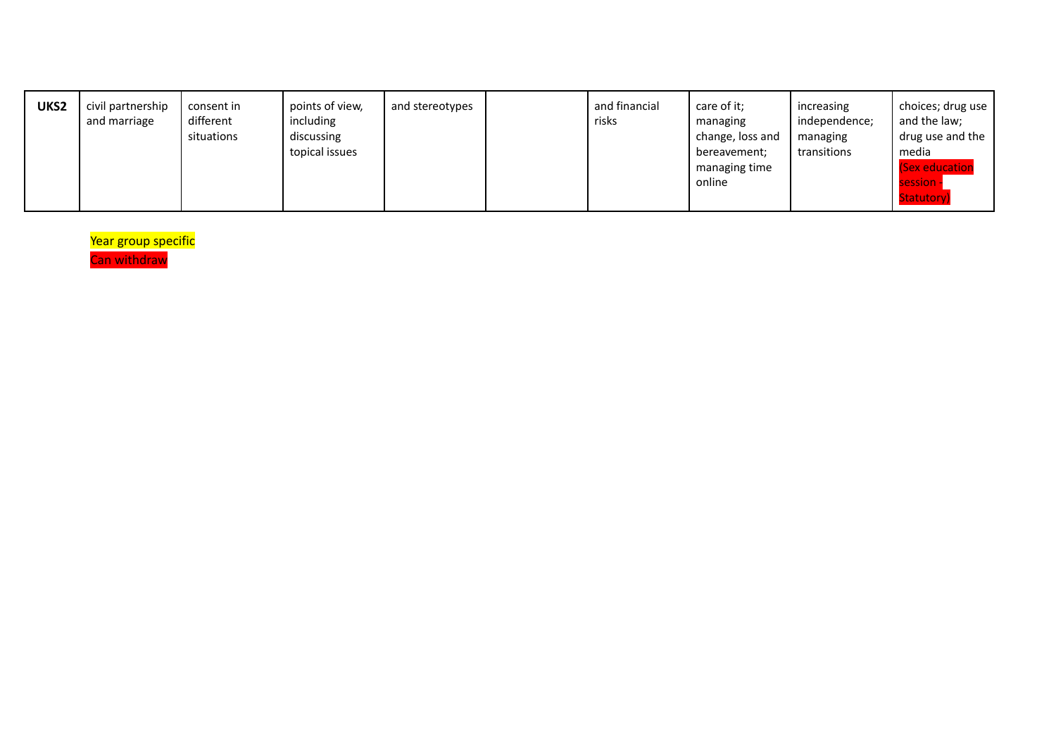| | | | | | | | | | |
|---|---|---|---|---|---|---|---|---|---|
| **UKS2** | civil partnership and marriage | consent in different situations | points of view, including discussing topical issues | and stereotypes | | and financial risks | care of it; managing change, loss and bereavement; managing time online | increasing independence; managing transitions | choices; drug use and the law; drug use and the media (Sex education session - Statutory) |

Year group specific
Can withdraw